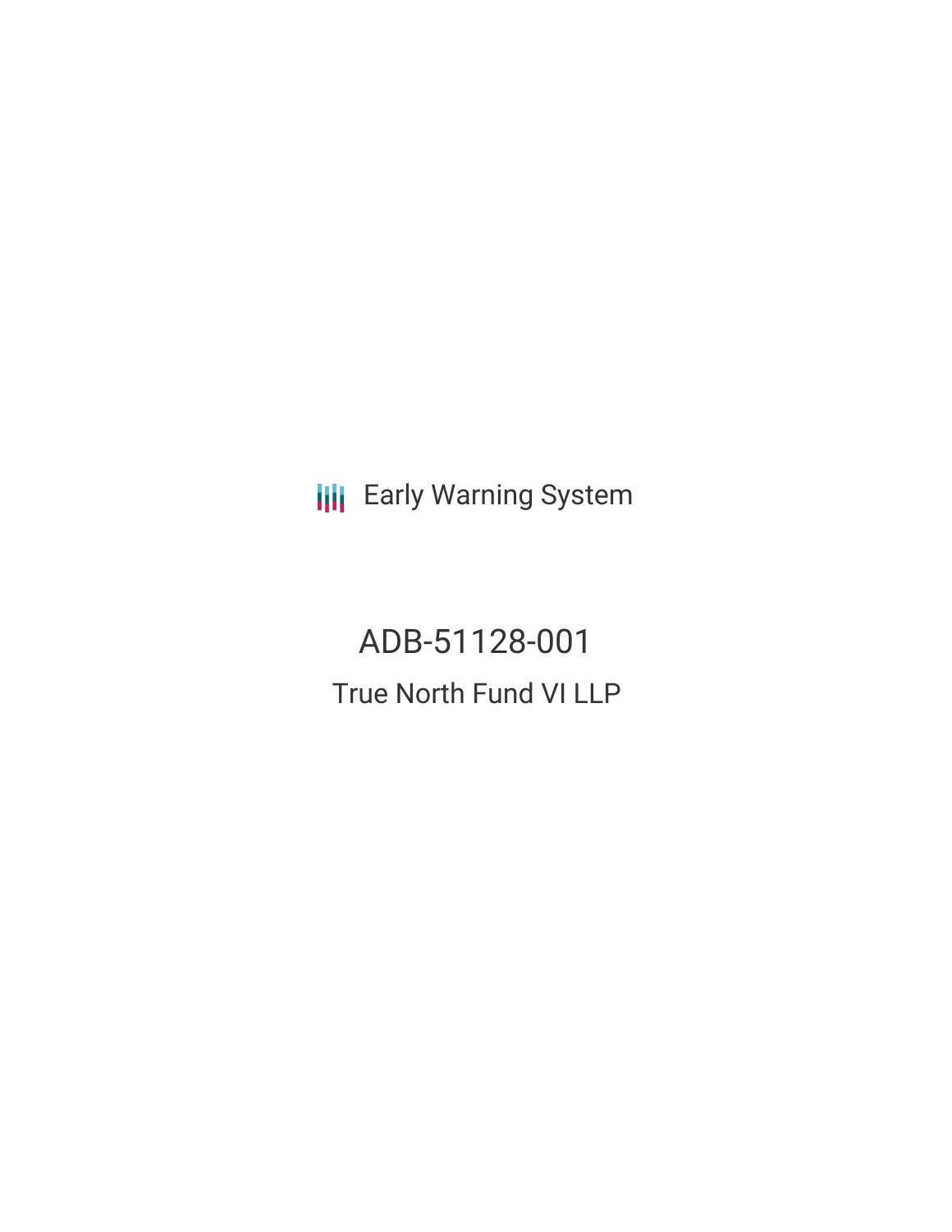Early Warning System

# ADB-51128-001

## True North Fund VI LLP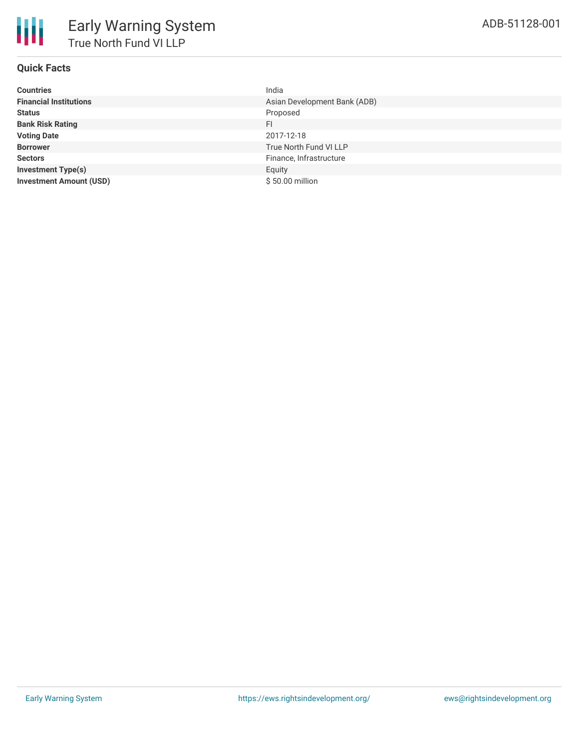# Early Warning System

## True North Fund VI LLP

ADB-51128-001

### Quick Facts

| | |
|---|---|
| **Countries** | India |
| **Financial Institutions** | Asian Development Bank (ADB) |
| **Status** | Proposed |
| **Bank Risk Rating** | FI |
| **Voting Date** | 2017-12-18 |
| **Borrower** | True North Fund VI LLP |
| **Sectors** | Finance, Infrastructure |
| **Investment Type(s)** | Equity |
| **Investment Amount (USD)** | $ 50.00 million |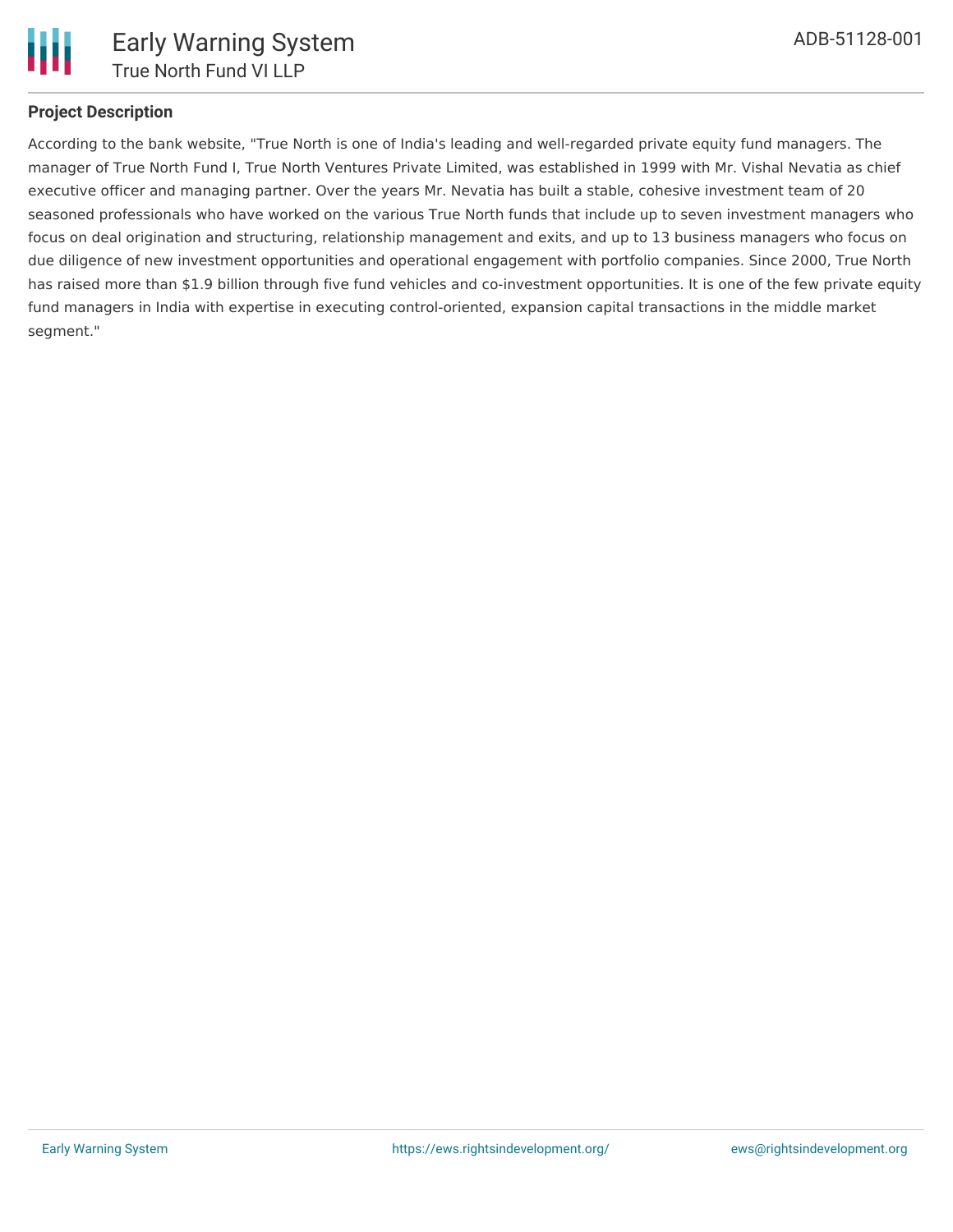### Project Description

According to the bank website, "True North is one of India's leading and well-regarded private equity fund managers. The manager of True North Fund I, True North Ventures Private Limited, was established in 1999 with Mr. Vishal Nevatia as chief executive officer and managing partner. Over the years Mr. Nevatia has built a stable, cohesive investment team of 20 seasoned professionals who have worked on the various True North funds that include up to seven investment managers who focus on deal origination and structuring, relationship management and exits, and up to 13 business managers who focus on due diligence of new investment opportunities and operational engagement with portfolio companies. Since 2000, True North has raised more than $1.9 billion through five fund vehicles and co-investment opportunities. It is one of the few private equity fund managers in India with expertise in executing control-oriented, expansion capital transactions in the middle market segment."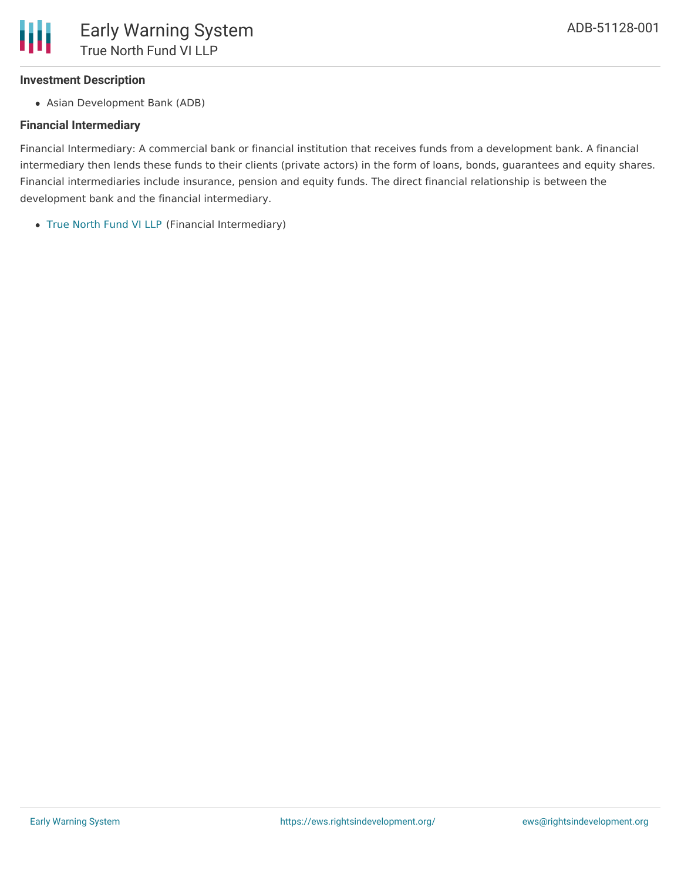### Investment Description

- Asian Development Bank (ADB)

### Financial Intermediary

Financial Intermediary: A commercial bank or financial institution that receives funds from a development bank. A financial intermediary then lends these funds to their clients (private actors) in the form of loans, bonds, guarantees and equity shares. Financial intermediaries include insurance, pension and equity funds. The direct financial relationship is between the development bank and the financial intermediary.

- True North Fund VI LLP (Financial Intermediary)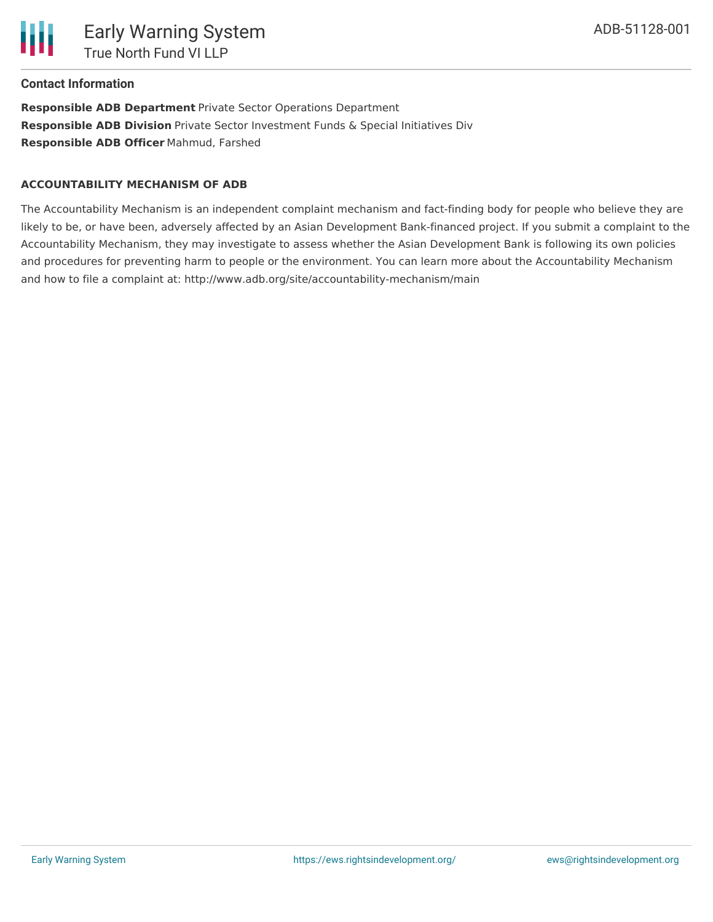### Contact Information

**Responsible ADB Department** Private Sector Operations Department
**Responsible ADB Division** Private Sector Investment Funds & Special Initiatives Div
**Responsible ADB Officer** Mahmud, Farshed

#### ACCOUNTABILITY MECHANISM OF ADB

The Accountability Mechanism is an independent complaint mechanism and fact-finding body for people who believe they are likely to be, or have been, adversely affected by an Asian Development Bank-financed project. If you submit a complaint to the Accountability Mechanism, they may investigate to assess whether the Asian Development Bank is following its own policies and procedures for preventing harm to people or the environment. You can learn more about the Accountability Mechanism and how to file a complaint at: http://www.adb.org/site/accountability-mechanism/main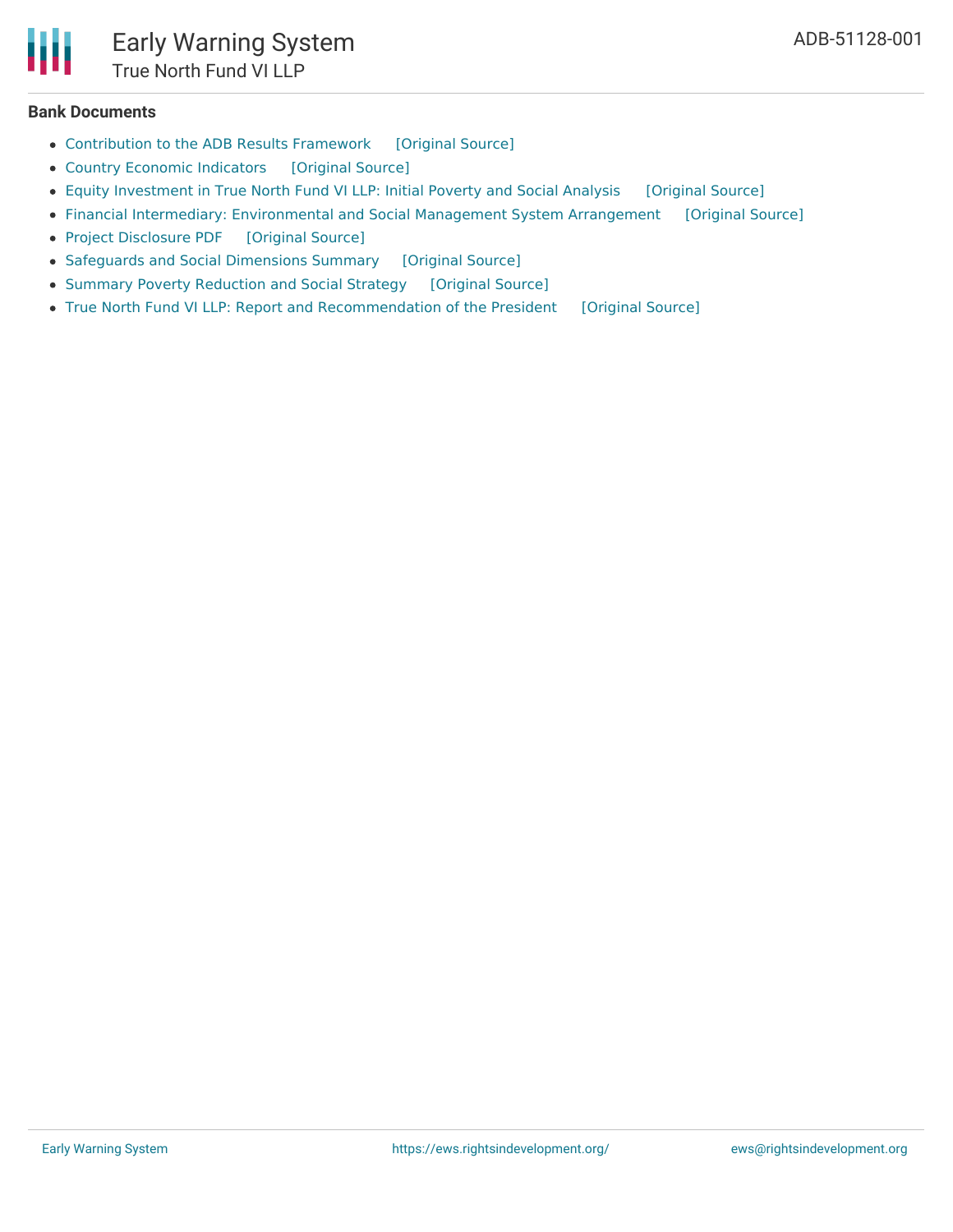**Bank Documents**

- Contribution to the ADB Results Framework [Original Source]
- Country Economic Indicators [Original Source]
- Equity Investment in True North Fund VI LLP: Initial Poverty and Social Analysis [Original Source]
- Financial Intermediary: Environmental and Social Management System Arrangement [Original Source]
- Project Disclosure PDF [Original Source]
- Safeguards and Social Dimensions Summary [Original Source]
- Summary Poverty Reduction and Social Strategy [Original Source]
- True North Fund VI LLP: Report and Recommendation of the President [Original Source]